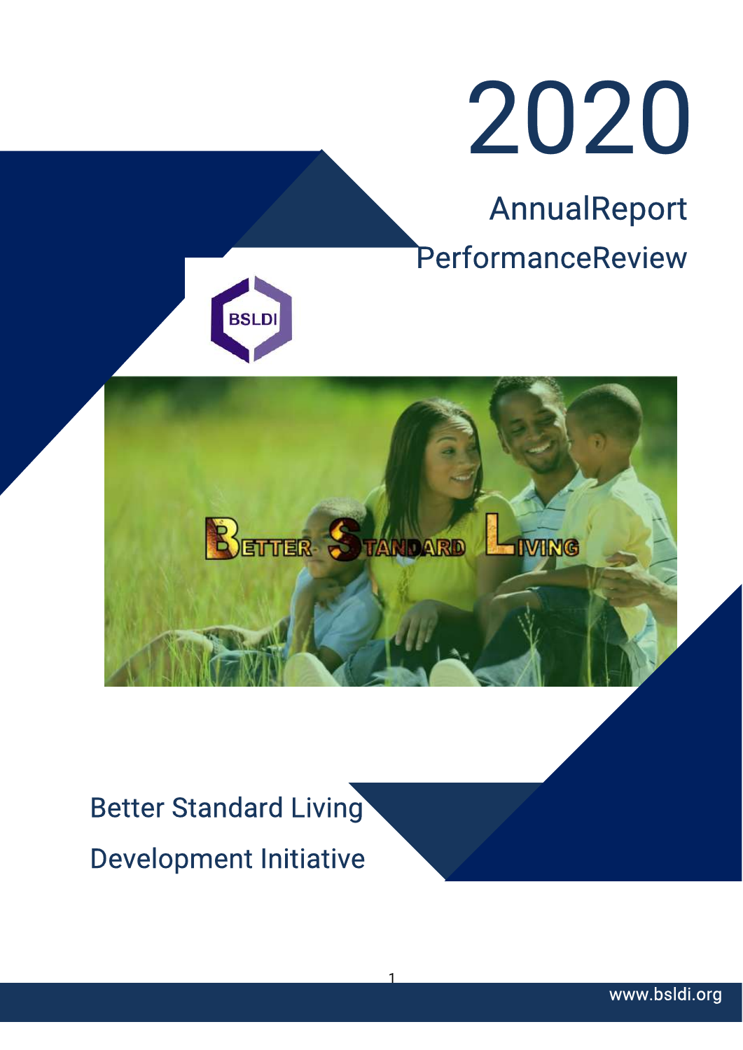# 2020

## AnnualReport

## PerformanceReview

BSLDI

Better Standard Living

Development Initiative

www.bsldi.org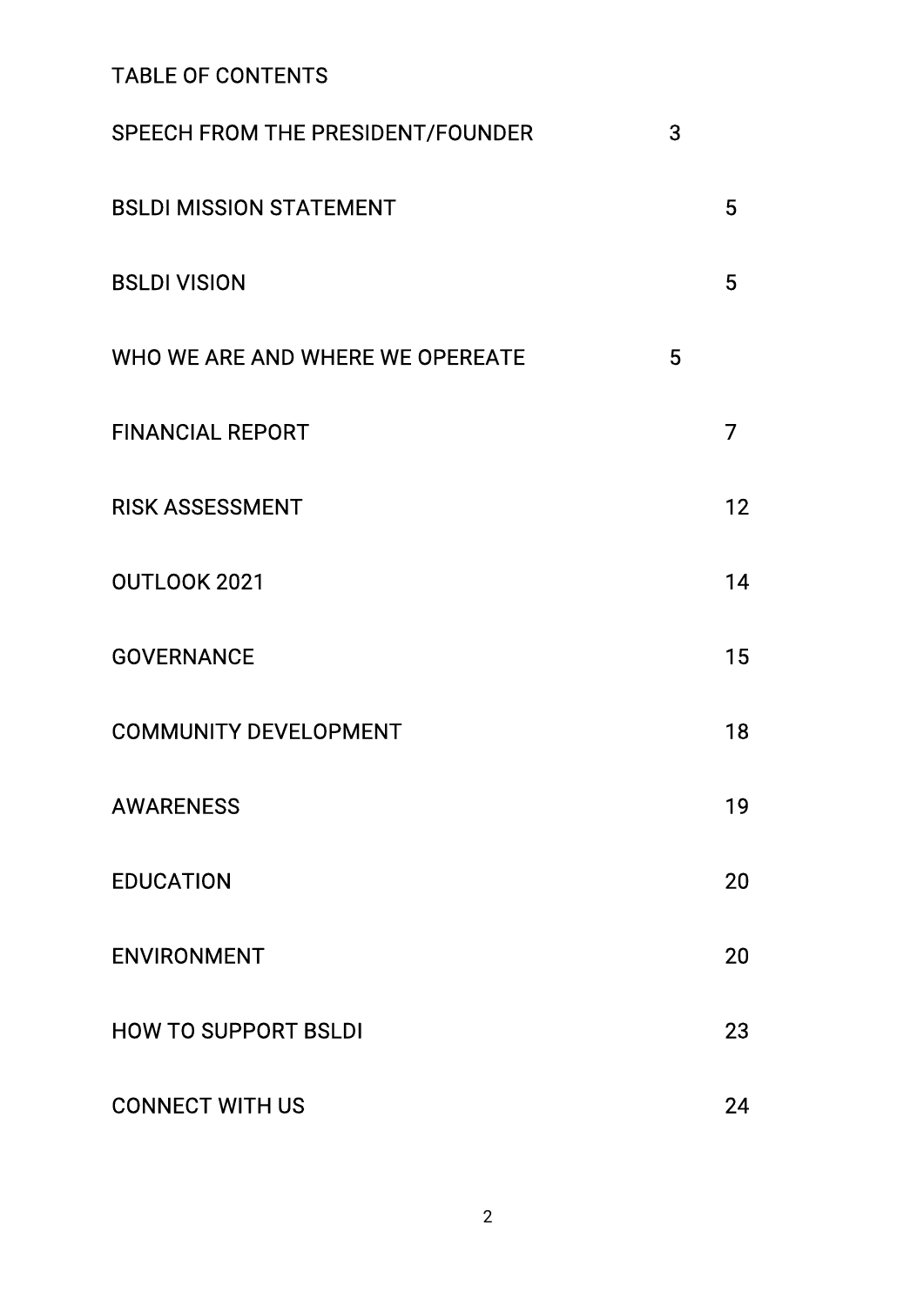# TABLE OF CONTENTS

| | |
|---|---|
| SPEECH FROM THE PRESIDENT/FOUNDER | 3 |
| BSLDI MISSION STATEMENT | 5 |
| BSLDI VISION | 5 |
| WHO WE ARE AND WHERE WE OPEREATE | 5 |
| FINANCIAL REPORT | 7 |
| RISK ASSESSMENT | 12 |
| OUTLOOK 2021 | 14 |
| GOVERNANCE | 15 |
| COMMUNITY DEVELOPMENT | 18 |
| AWARENESS | 19 |
| EDUCATION | 20 |
| ENVIRONMENT | 20 |
| HOW TO SUPPORT BSLDI | 23 |
| CONNECT WITH US | 24 |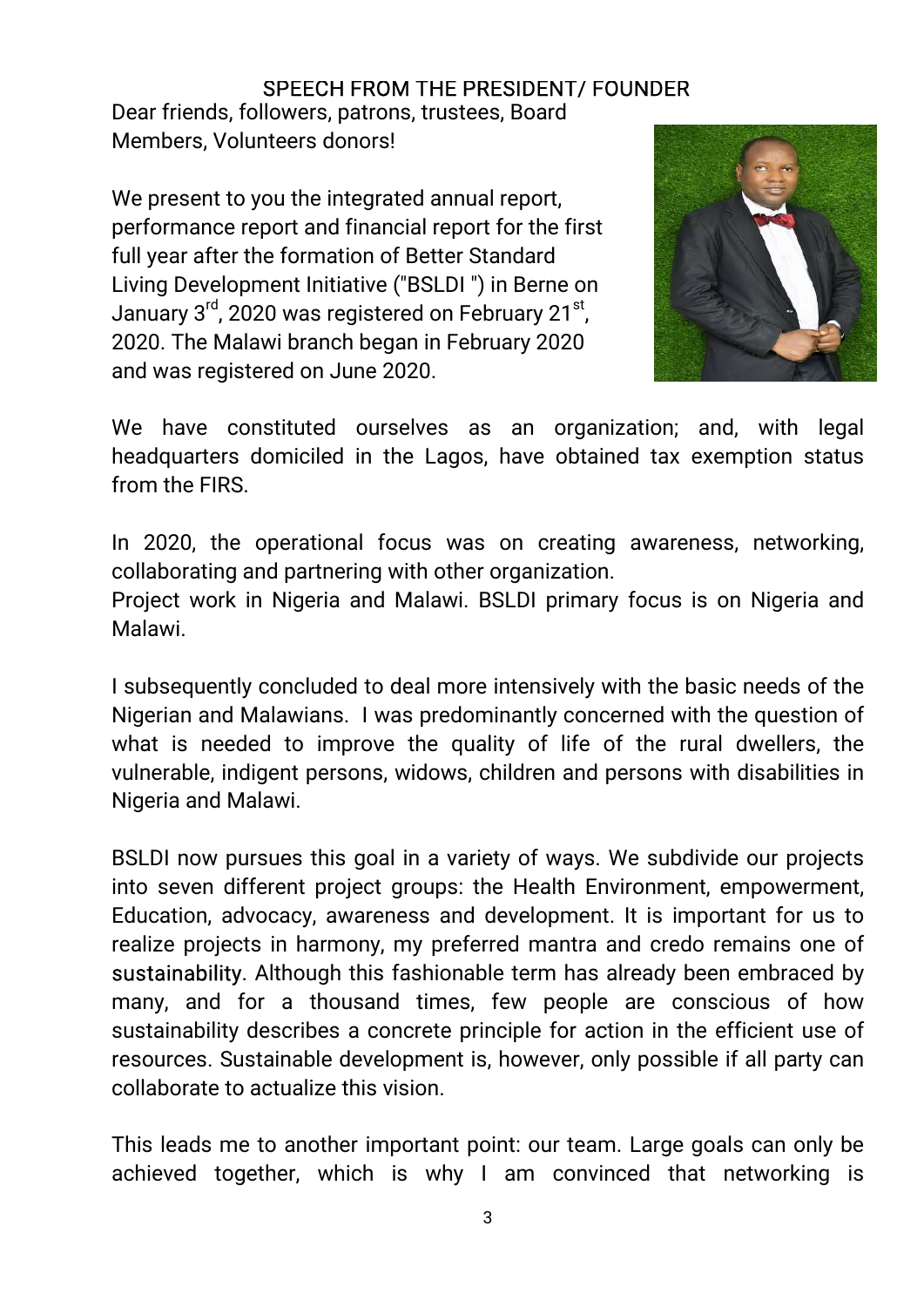## SPEECH FROM THE PRESIDENT/ FOUNDER

Dear friends, followers, patrons, trustees, Board Members, Volunteers donors!

We present to you the integrated annual report, performance report and financial report for the first full year after the formation of Better Standard Living Development Initiative ("BSLDI ") in Berne on January 3rd, 2020 was registered on February 21st, 2020. The Malawi branch began in February 2020 and was registered on June 2020.

We have constituted ourselves as an organization; and, with legal headquarters domiciled in the Lagos, have obtained tax exemption status from the FIRS.

In 2020, the operational focus was on creating awareness, networking, collaborating and partnering with other organization.
Project work in Nigeria and Malawi. BSLDI primary focus is on Nigeria and Malawi.

I subsequently concluded to deal more intensively with the basic needs of the Nigerian and Malawians. I was predominantly concerned with the question of what is needed to improve the quality of life of the rural dwellers, the vulnerable, indigent persons, widows, children and persons with disabilities in Nigeria and Malawi.

BSLDI now pursues this goal in a variety of ways. We subdivide our projects into seven different project groups: the Health Environment, empowerment, Education, advocacy, awareness and development. It is important for us to realize projects in harmony, my preferred mantra and credo remains one of sustainability. Although this fashionable term has already been embraced by many, and for a thousand times, few people are conscious of how sustainability describes a concrete principle for action in the efficient use of resources. Sustainable development is, however, only possible if all party can collaborate to actualize this vision.

This leads me to another important point: our team. Large goals can only be achieved together, which is why I am convinced that networking is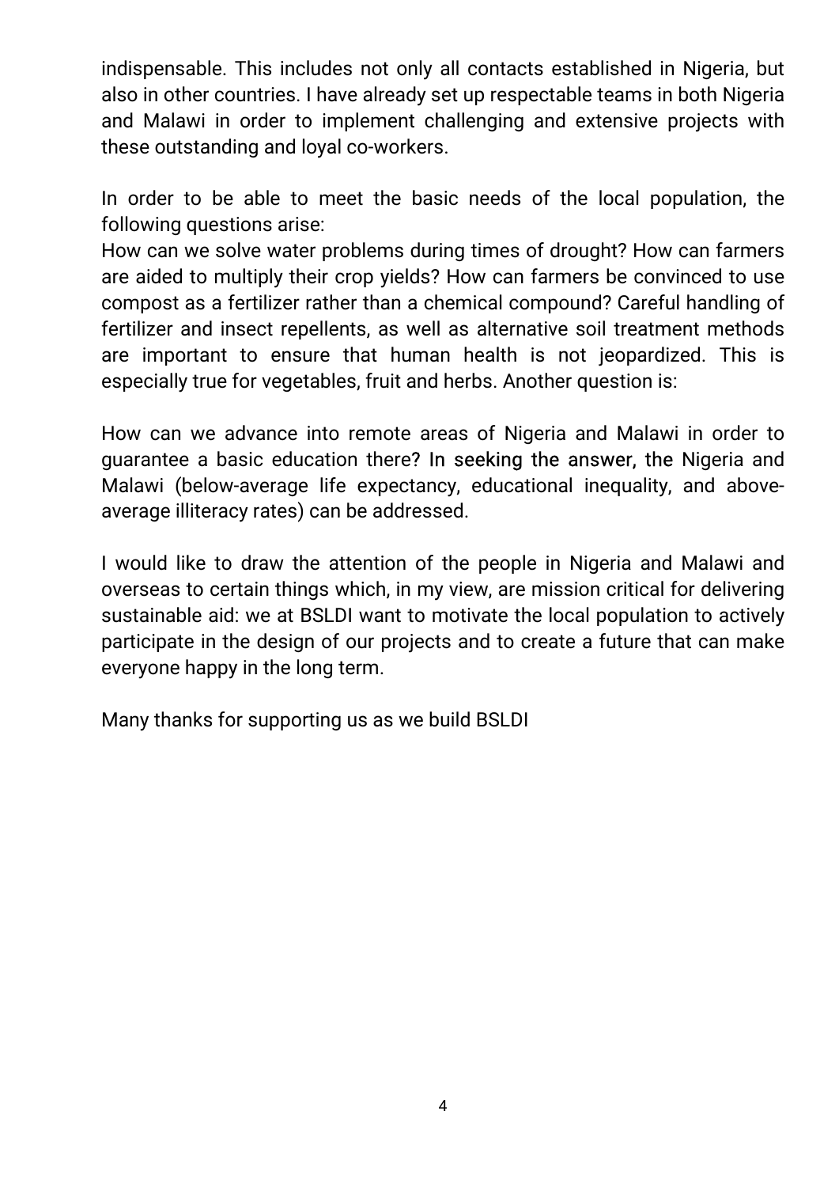indispensable. This includes not only all contacts established in Nigeria, but also in other countries. I have already set up respectable teams in both Nigeria and Malawi in order to implement challenging and extensive projects with these outstanding and loyal co-workers.

In order to be able to meet the basic needs of the local population, the following questions arise:
How can we solve water problems during times of drought? How can farmers are aided to multiply their crop yields? How can farmers be convinced to use compost as a fertilizer rather than a chemical compound? Careful handling of fertilizer and insect repellents, as well as alternative soil treatment methods are important to ensure that human health is not jeopardized. This is especially true for vegetables, fruit and herbs. Another question is:

How can we advance into remote areas of Nigeria and Malawi in order to guarantee a basic education there? In seeking the answer, the Nigeria and Malawi (below-average life expectancy, educational inequality, and above-average illiteracy rates) can be addressed.

I would like to draw the attention of the people in Nigeria and Malawi and overseas to certain things which, in my view, are mission critical for delivering sustainable aid: we at BSLDI want to motivate the local population to actively participate in the design of our projects and to create a future that can make everyone happy in the long term.

Many thanks for supporting us as we build BSLDI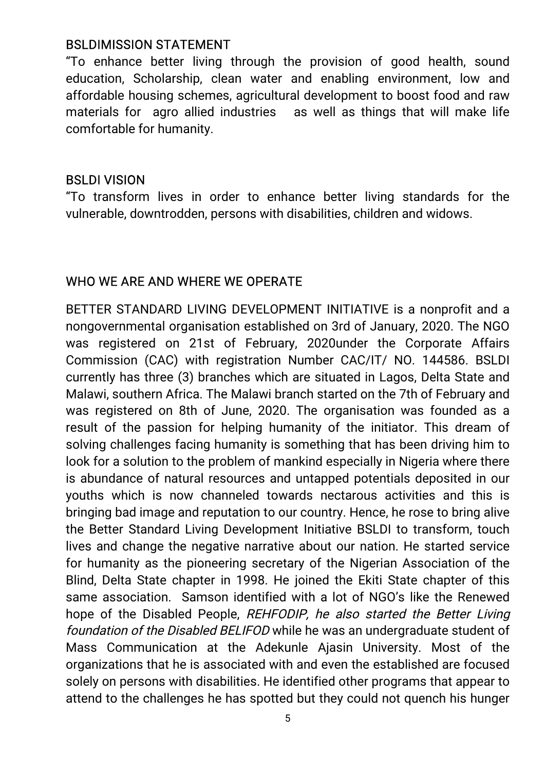## BSLDIMISSION STATEMENT

"To enhance better living through the provision of good health, sound education, Scholarship, clean water and enabling environment, low and affordable housing schemes, agricultural development to boost food and raw materials for agro allied industries as well as things that will make life comfortable for humanity.

## BSLDI VISION

"To transform lives in order to enhance better living standards for the vulnerable, downtrodden, persons with disabilities, children and widows.

## WHO WE ARE AND WHERE WE OPERATE

BETTER STANDARD LIVING DEVELOPMENT INITIATIVE is a nonprofit and a nongovernmental organisation established on 3rd of January, 2020. The NGO was registered on 21st of February, 2020under the Corporate Affairs Commission (CAC) with registration Number CAC/IT/ NO. 144586. BSLDI currently has three (3) branches which are situated in Lagos, Delta State and Malawi, southern Africa. The Malawi branch started on the 7th of February and was registered on 8th of June, 2020. The organisation was founded as a result of the passion for helping humanity of the initiator. This dream of solving challenges facing humanity is something that has been driving him to look for a solution to the problem of mankind especially in Nigeria where there is abundance of natural resources and untapped potentials deposited in our youths which is now channeled towards nectarous activities and this is bringing bad image and reputation to our country. Hence, he rose to bring alive the Better Standard Living Development Initiative BSLDI to transform, touch lives and change the negative narrative about our nation. He started service for humanity as the pioneering secretary of the Nigerian Association of the Blind, Delta State chapter in 1998. He joined the Ekiti State chapter of this same association. Samson identified with a lot of NGO's like the Renewed hope of the Disabled People, *REHFODIP, he also started the Better Living foundation of the Disabled BELIFOD* while he was an undergraduate student of Mass Communication at the Adekunle Ajasin University. Most of the organizations that he is associated with and even the established are focused solely on persons with disabilities. He identified other programs that appear to attend to the challenges he has spotted but they could not quench his hunger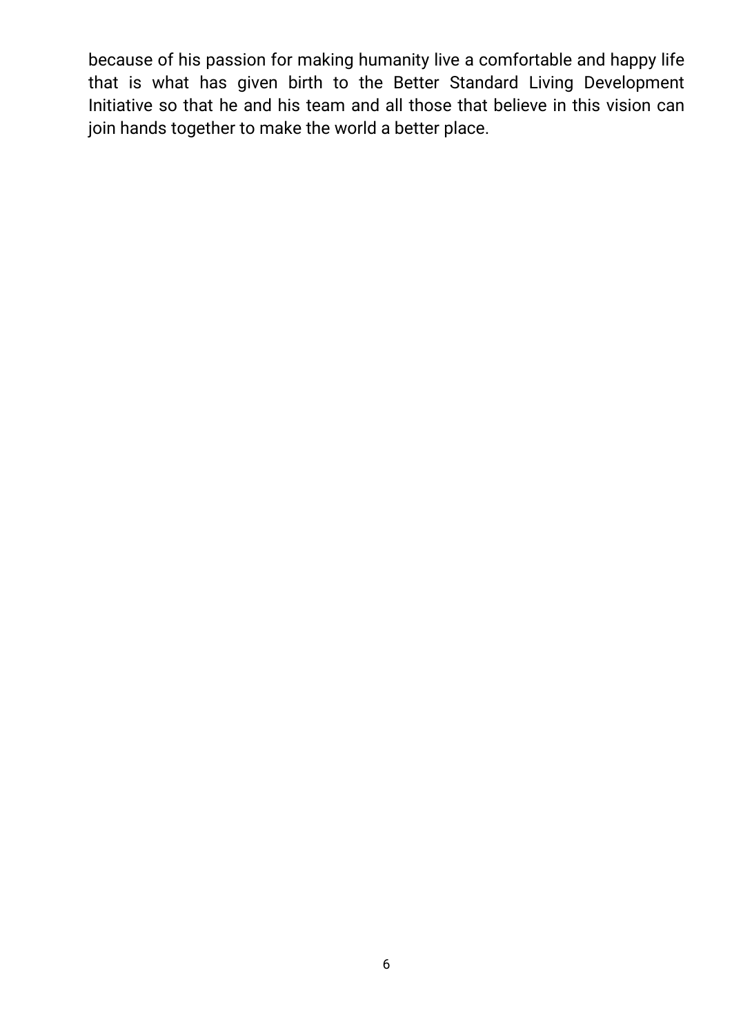because of his passion for making humanity live a comfortable and happy life that is what has given birth to the Better Standard Living Development Initiative so that he and his team and all those that believe in this vision can join hands together to make the world a better place.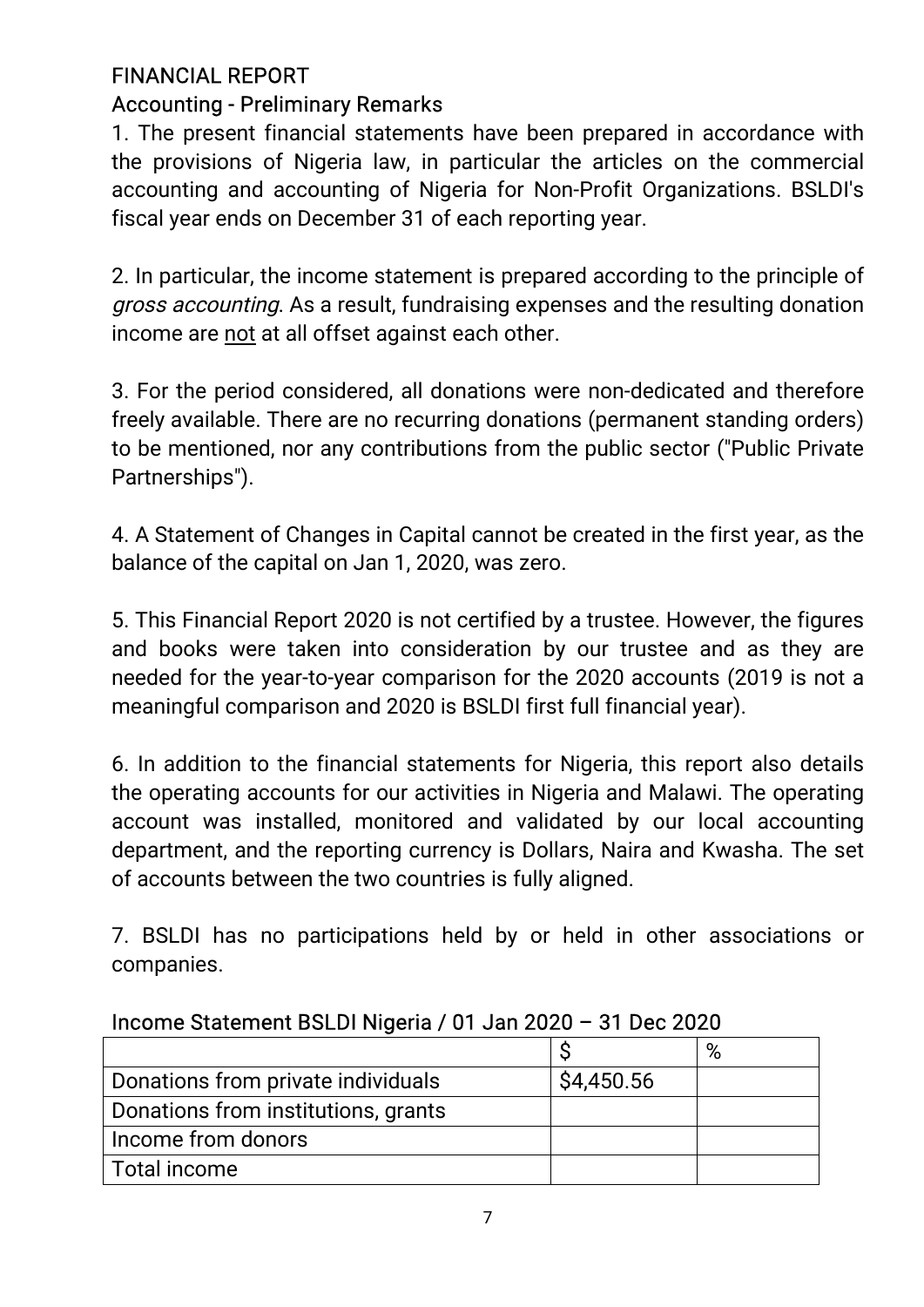## FINANCIAL REPORT

### Accounting - Preliminary Remarks

1. The present financial statements have been prepared in accordance with the provisions of Nigeria law, in particular the articles on the commercial accounting and accounting of Nigeria for Non-Profit Organizations. BSLDI's fiscal year ends on December 31 of each reporting year.

2. In particular, the income statement is prepared according to the principle of *gross accounting*. As a result, fundraising expenses and the resulting donation income are <u>not</u> at all offset against each other.

3. For the period considered, all donations were non-dedicated and therefore freely available. There are no recurring donations (permanent standing orders) to be mentioned, nor any contributions from the public sector ("Public Private Partnerships").

4. A Statement of Changes in Capital cannot be created in the first year, as the balance of the capital on Jan 1, 2020, was zero.

5. This Financial Report 2020 is not certified by a trustee. However, the figures and books were taken into consideration by our trustee and as they are needed for the year-to-year comparison for the 2020 accounts (2019 is not a meaningful comparison and 2020 is BSLDI first full financial year).

6. In addition to the financial statements for Nigeria, this report also details the operating accounts for our activities in Nigeria and Malawi. The operating account was installed, monitored and validated by our local accounting department, and the reporting currency is Dollars, Naira and Kwasha. The set of accounts between the two countries is fully aligned.

7. BSLDI has no participations held by or held in other associations or companies.

### Income Statement BSLDI Nigeria / 01 Jan 2020 – 31 Dec 2020

| | $ | % |
|---|---|---|
| Donations from private individuals | $4,450.56 | |
| Donations from institutions, grants | | |
| Income from donors | | |
| Total income | | |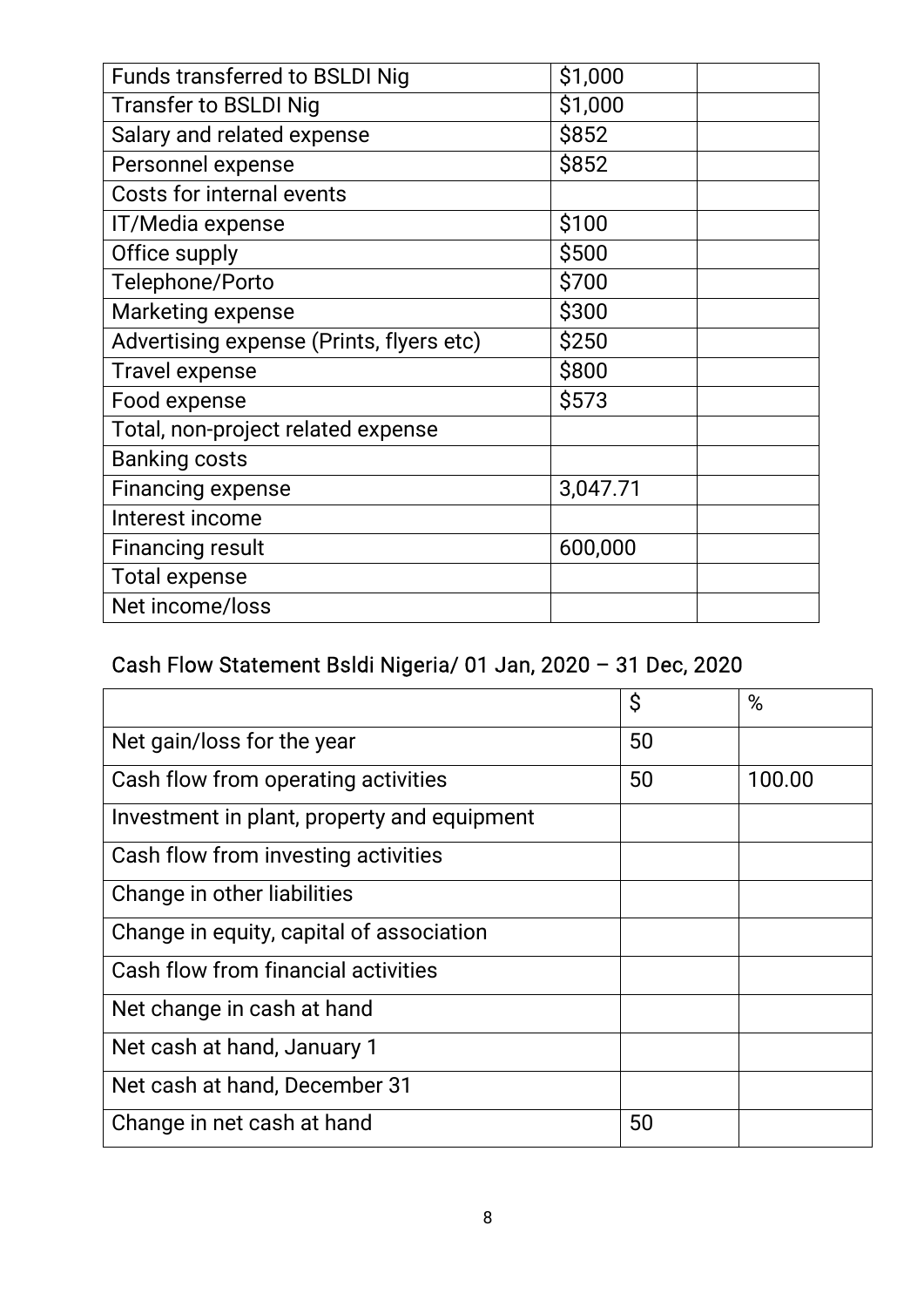| | | |
|---|---|---|
| Funds transferred to BSLDI Nig | $1,000 | |
| Transfer to BSLDI Nig | $1,000 | |
| Salary and related expense | $852 | |
| Personnel expense | $852 | |
| Costs for internal events | | |
| IT/Media expense | $100 | |
| Office supply | $500 | |
| Telephone/Porto | $700 | |
| Marketing expense | $300 | |
| Advertising expense (Prints, flyers etc) | $250 | |
| Travel expense | $800 | |
| Food expense | $573 | |
| Total, non-project related expense | | |
| Banking costs | | |
| Financing expense | 3,047.71 | |
| Interest income | | |
| Financing result | 600,000 | |
| Total expense | | |
| Net income/loss | | |

## Cash Flow Statement Bsldi Nigeria/ 01 Jan, 2020 – 31 Dec, 2020

| | $ | % |
|---|---|---|
| Net gain/loss for the year | 50 | |
| Cash flow from operating activities | 50 | 100.00 |
| Investment in plant, property and equipment | | |
| Cash flow from investing activities | | |
| Change in other liabilities | | |
| Change in equity, capital of association | | |
| Cash flow from financial activities | | |
| Net change in cash at hand | | |
| Net cash at hand, January 1 | | |
| Net cash at hand, December 31 | | |
| Change in net cash at hand | 50 | |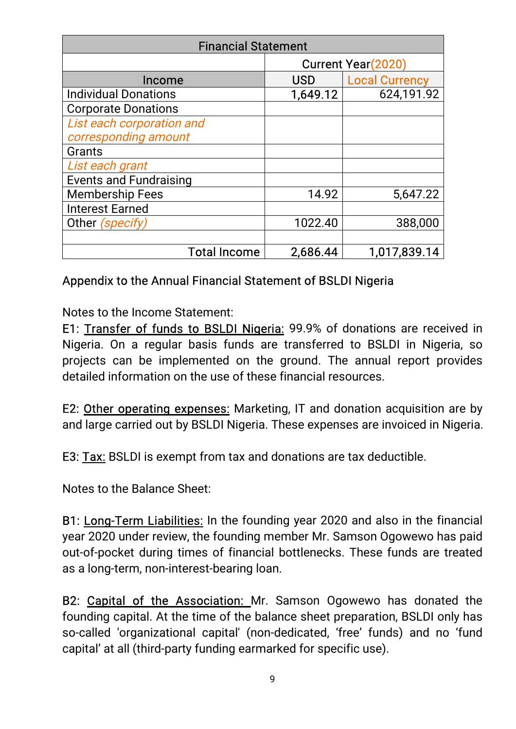| Financial Statement | | |
|---|---|---|
| | Current Year(2020) | |
| Income | USD | Local Currency |
| Individual Donations | 1,649.12 | 624,191.92 |
| Corporate Donations | | |
| *List each corporation and corresponding amount* | | |
| Grants | | |
| *List each grant* | | |
| Events and Fundraising | | |
| Membership Fees | 14.92 | 5,647.22 |
| Interest Earned | | |
| Other *(specify)* | 1022.40 | 388,000 |
| | | |
| Total Income | 2,686.44 | 1,017,839.14 |

Appendix to the Annual Financial Statement of BSLDI Nigeria

Notes to the Income Statement:

E1: Transfer of funds to BSLDI Nigeria: 99.9% of donations are received in Nigeria. On a regular basis funds are transferred to BSLDI in Nigeria, so projects can be implemented on the ground. The annual report provides detailed information on the use of these financial resources.

E2: Other operating expenses: Marketing, IT and donation acquisition are by and large carried out by BSLDI Nigeria. These expenses are invoiced in Nigeria.

E3: Tax: BSLDI is exempt from tax and donations are tax deductible.

Notes to the Balance Sheet:

B1: Long-Term Liabilities: In the founding year 2020 and also in the financial year 2020 under review, the founding member Mr. Samson Ogowewo has paid out-of-pocket during times of financial bottlenecks. These funds are treated as a long-term, non-interest-bearing loan.

B2: Capital of the Association: Mr. Samson Ogowewo has donated the founding capital. At the time of the balance sheet preparation, BSLDI only has so-called 'organizational capital' (non-dedicated, 'free' funds) and no 'fund capital' at all (third-party funding earmarked for specific use).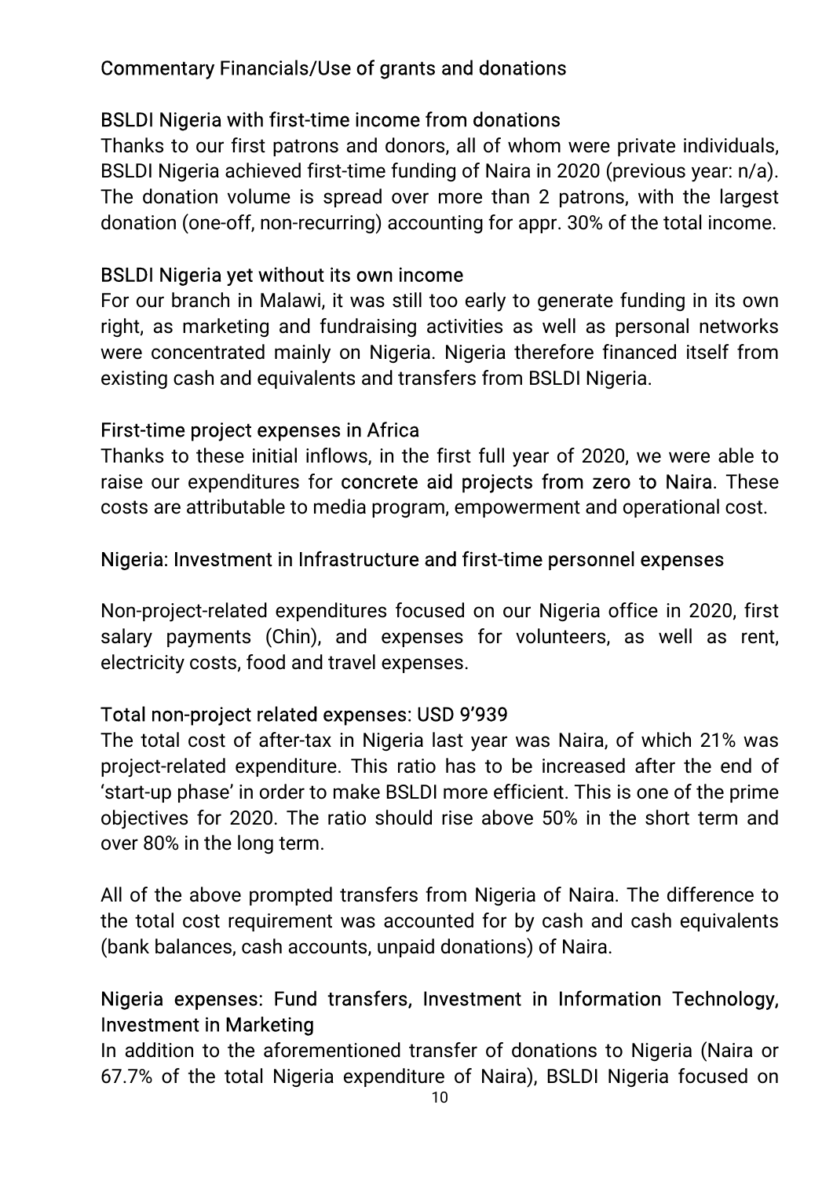## Commentary Financials/Use of grants and donations

### BSLDI Nigeria with first-time income from donations

Thanks to our first patrons and donors, all of whom were private individuals, BSLDI Nigeria achieved first-time funding of Naira in 2020 (previous year: n/a). The donation volume is spread over more than 2 patrons, with the largest donation (one-off, non-recurring) accounting for appr. 30% of the total income.

### BSLDI Nigeria yet without its own income

For our branch in Malawi, it was still too early to generate funding in its own right, as marketing and fundraising activities as well as personal networks were concentrated mainly on Nigeria. Nigeria therefore financed itself from existing cash and equivalents and transfers from BSLDI Nigeria.

### First-time project expenses in Africa

Thanks to these initial inflows, in the first full year of 2020, we were able to raise our expenditures for concrete aid projects from zero to Naira. These costs are attributable to media program, empowerment and operational cost.

### Nigeria: Investment in Infrastructure and first-time personnel expenses

Non-project-related expenditures focused on our Nigeria office in 2020, first salary payments (Chin), and expenses for volunteers, as well as rent, electricity costs, food and travel expenses.

### Total non-project related expenses: USD 9'939

The total cost of after-tax in Nigeria last year was Naira, of which 21% was project-related expenditure. This ratio has to be increased after the end of 'start-up phase' in order to make BSLDI more efficient. This is one of the prime objectives for 2020. The ratio should rise above 50% in the short term and over 80% in the long term.

All of the above prompted transfers from Nigeria of Naira. The difference to the total cost requirement was accounted for by cash and cash equivalents (bank balances, cash accounts, unpaid donations) of Naira.

### Nigeria expenses: Fund transfers, Investment in Information Technology, Investment in Marketing

In addition to the aforementioned transfer of donations to Nigeria (Naira or 67.7% of the total Nigeria expenditure of Naira), BSLDI Nigeria focused on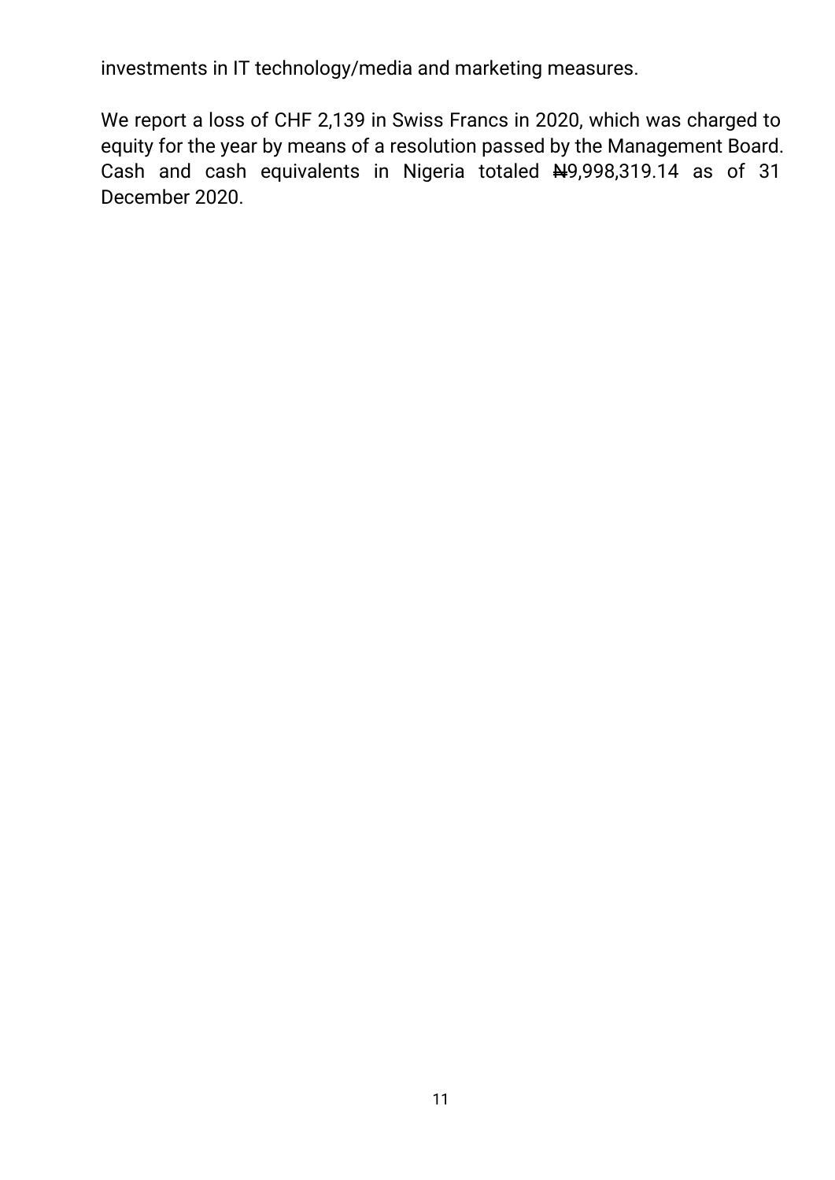investments in IT technology/media and marketing measures.

We report a loss of CHF 2,139 in Swiss Francs in 2020, which was charged to equity for the year by means of a resolution passed by the Management Board. Cash and cash equivalents in Nigeria totaled ₦9,998,319.14 as of 31 December 2020.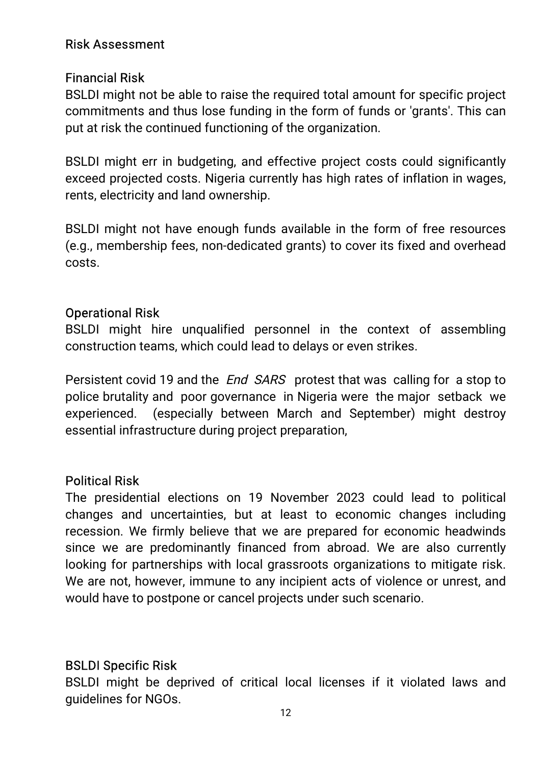## Risk Assessment

### Financial Risk

BSLDI might not be able to raise the required total amount for specific project commitments and thus lose funding in the form of funds or 'grants'. This can put at risk the continued functioning of the organization.

BSLDI might err in budgeting, and effective project costs could significantly exceed projected costs. Nigeria currently has high rates of inflation in wages, rents, electricity and land ownership.

BSLDI might not have enough funds available in the form of free resources (e.g., membership fees, non-dedicated grants) to cover its fixed and overhead costs.

### Operational Risk

BSLDI might hire unqualified personnel in the context of assembling construction teams, which could lead to delays or even strikes.

Persistent covid 19 and the *End SARS* protest that was calling for a stop to police brutality and poor governance in Nigeria were the major setback we experienced. (especially between March and September) might destroy essential infrastructure during project preparation,

### Political Risk

The presidential elections on 19 November 2023 could lead to political changes and uncertainties, but at least to economic changes including recession. We firmly believe that we are prepared for economic headwinds since we are predominantly financed from abroad. We are also currently looking for partnerships with local grassroots organizations to mitigate risk. We are not, however, immune to any incipient acts of violence or unrest, and would have to postpone or cancel projects under such scenario.

### BSLDI Specific Risk

BSLDI might be deprived of critical local licenses if it violated laws and guidelines for NGOs.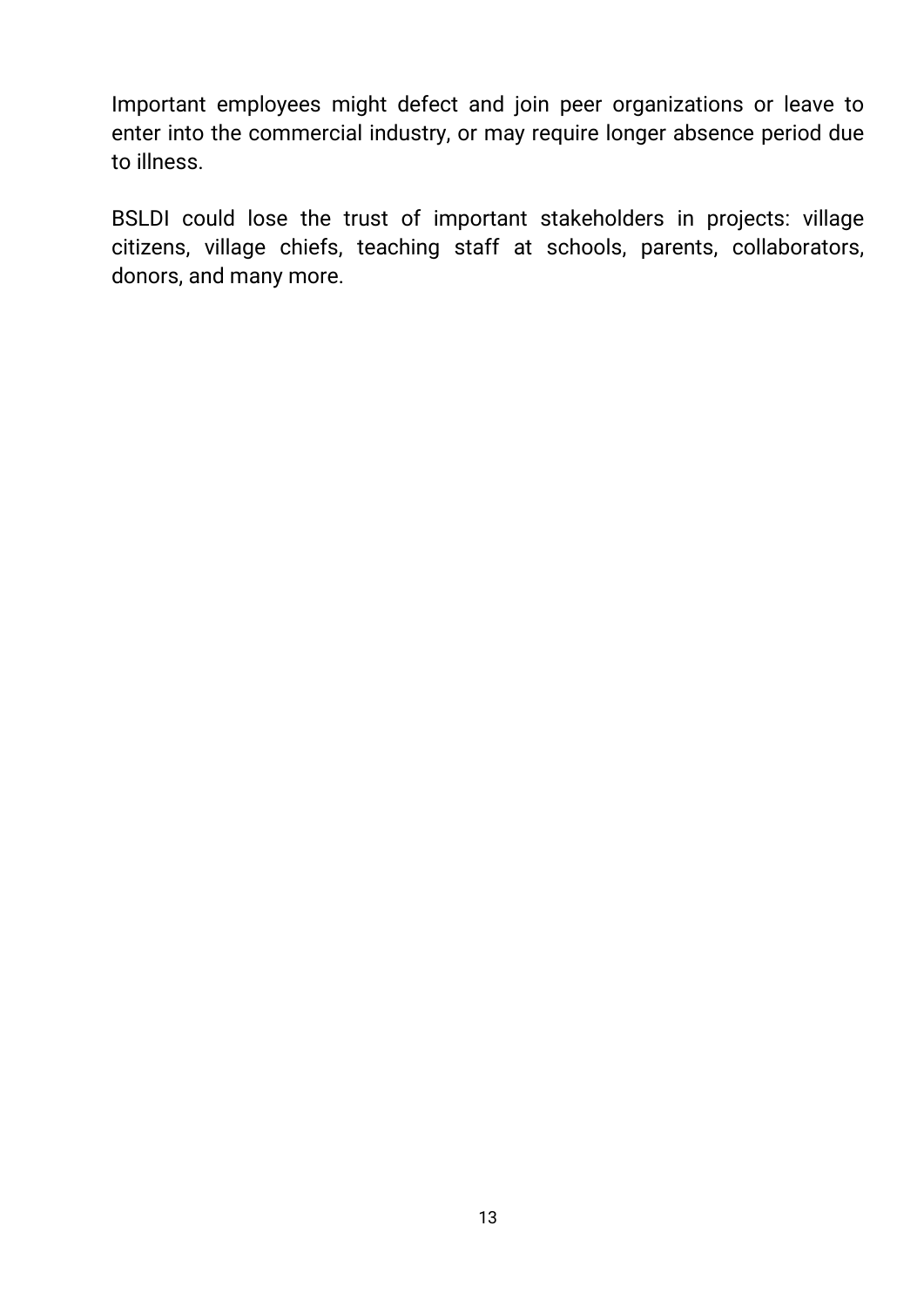Important employees might defect and join peer organizations or leave to enter into the commercial industry, or may require longer absence period due to illness.

BSLDI could lose the trust of important stakeholders in projects: village citizens, village chiefs, teaching staff at schools, parents, collaborators, donors, and many more.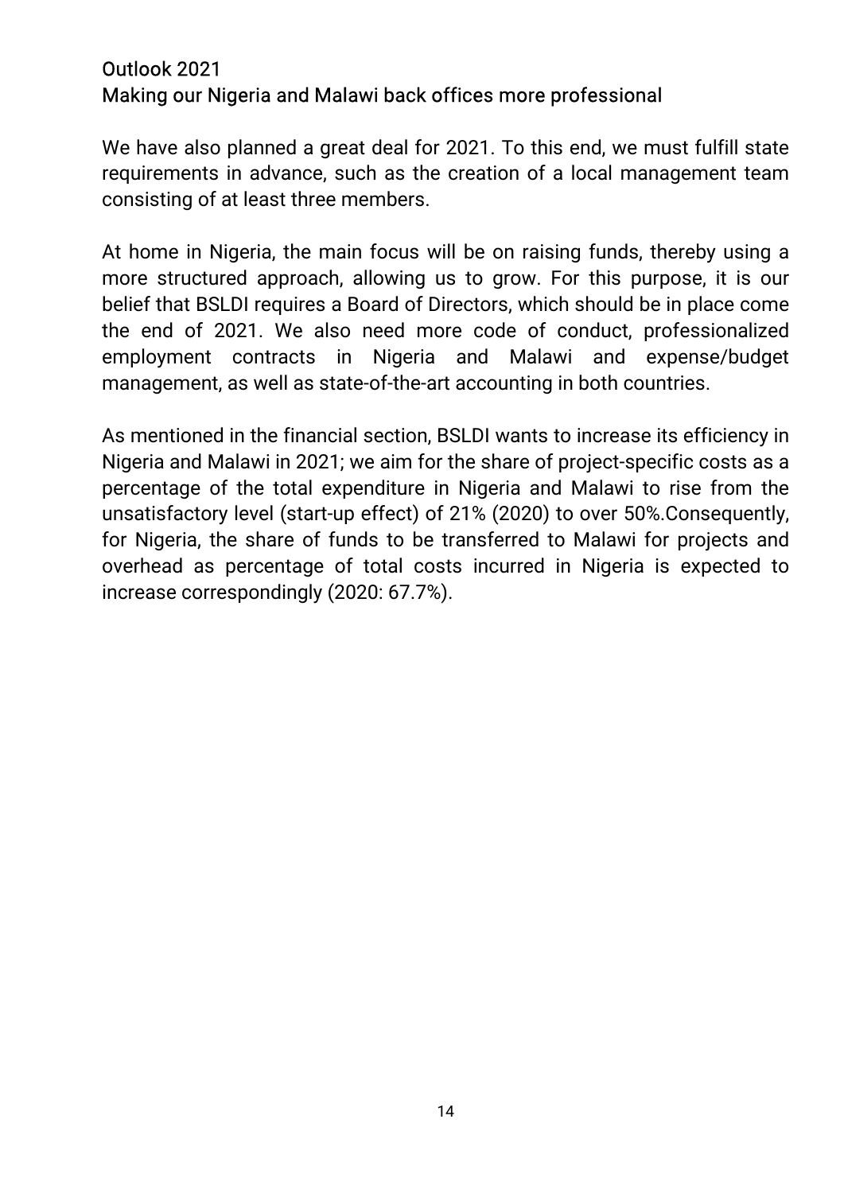## Outlook 2021
## Making our Nigeria and Malawi back offices more professional

We have also planned a great deal for 2021. To this end, we must fulfill state requirements in advance, such as the creation of a local management team consisting of at least three members.

At home in Nigeria, the main focus will be on raising funds, thereby using a more structured approach, allowing us to grow. For this purpose, it is our belief that BSLDI requires a Board of Directors, which should be in place come the end of 2021. We also need more code of conduct, professionalized employment contracts in Nigeria and Malawi and expense/budget management, as well as state-of-the-art accounting in both countries.

As mentioned in the financial section, BSLDI wants to increase its efficiency in Nigeria and Malawi in 2021; we aim for the share of project-specific costs as a percentage of the total expenditure in Nigeria and Malawi to rise from the unsatisfactory level (start-up effect) of 21% (2020) to over 50%.Consequently, for Nigeria, the share of funds to be transferred to Malawi for projects and overhead as percentage of total costs incurred in Nigeria is expected to increase correspondingly (2020: 67.7%).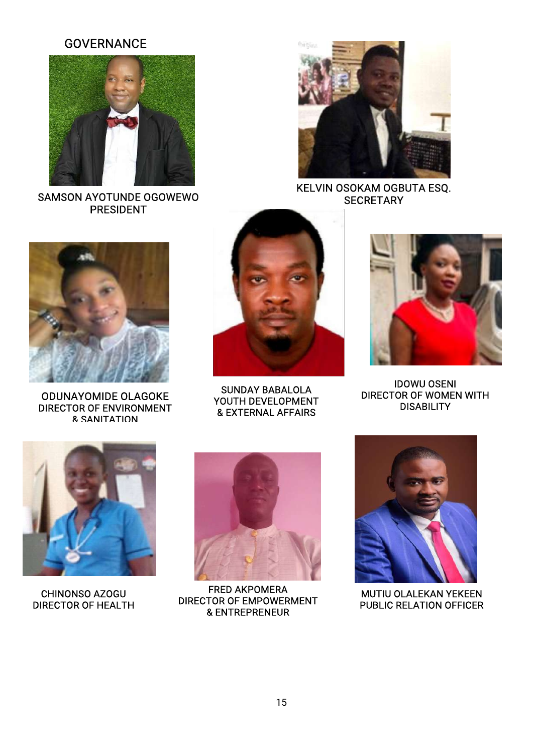## GOVERNANCE

SAMSON AYOTUNDE OGOWEWO
PRESIDENT

KELVIN OSOKAM OGBUTA ESQ.
SECRETARY

ODUNAYOMIDE OLAGOKE
DIRECTOR OF ENVIRONMENT
& SANITATION

SUNDAY BABALOLA
YOUTH DEVELOPMENT
& EXTERNAL AFFAIRS

IDOWU OSENI
DIRECTOR OF WOMEN WITH
DISABILITY

CHINONSO AZOGU
DIRECTOR OF HEALTH

FRED AKPOMERA
DIRECTOR OF EMPOWERMENT
& ENTREPRENEUR

MUTIU OLALEKAN YEKEEN
PUBLIC RELATION OFFICER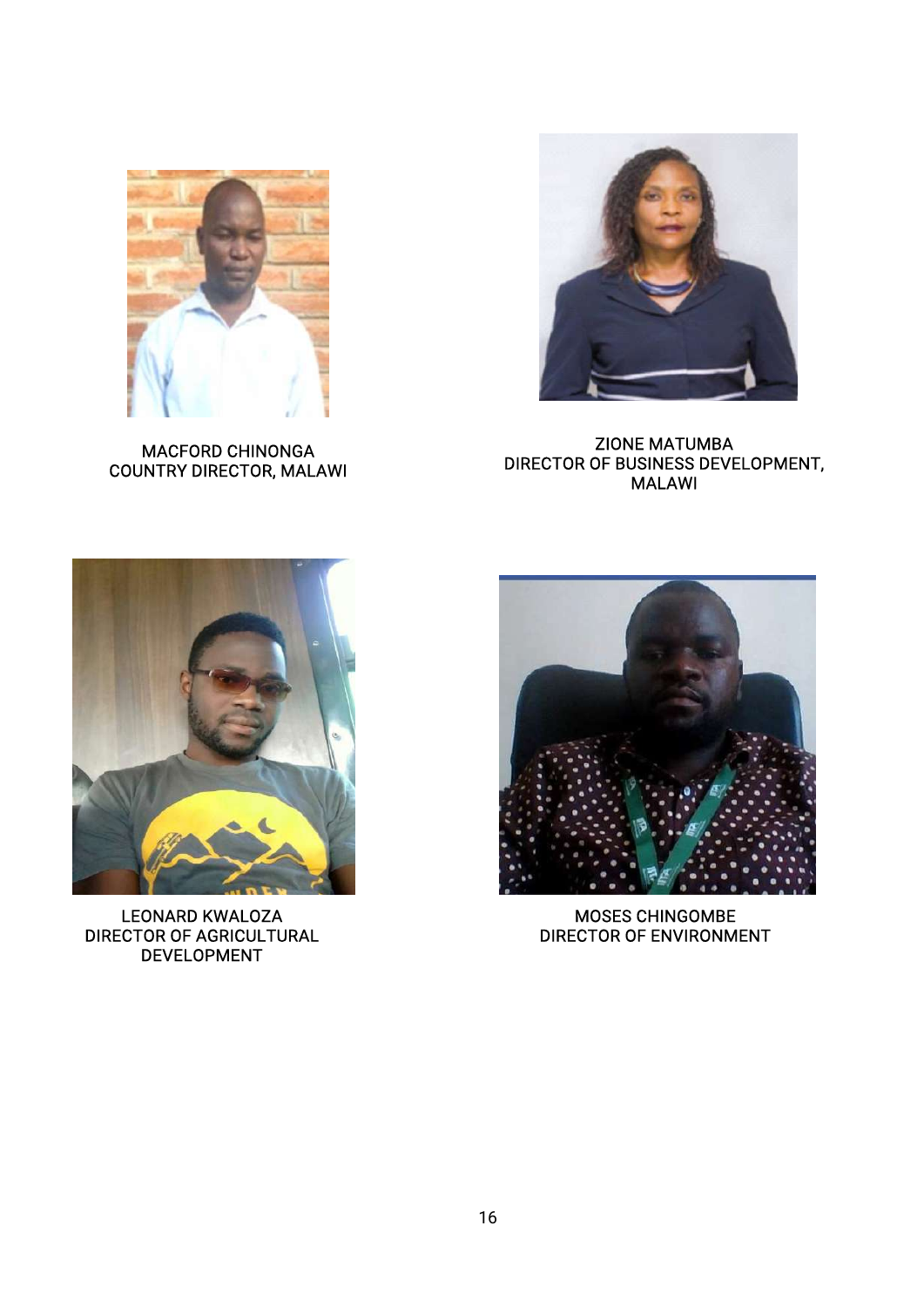MACFORD CHINONGA
COUNTRY DIRECTOR, MALAWI

ZIONE MATUMBA
DIRECTOR OF BUSINESS DEVELOPMENT, MALAWI

LEONARD KWALOZA
DIRECTOR OF AGRICULTURAL DEVELOPMENT

MOSES CHINGOMBE
DIRECTOR OF ENVIRONMENT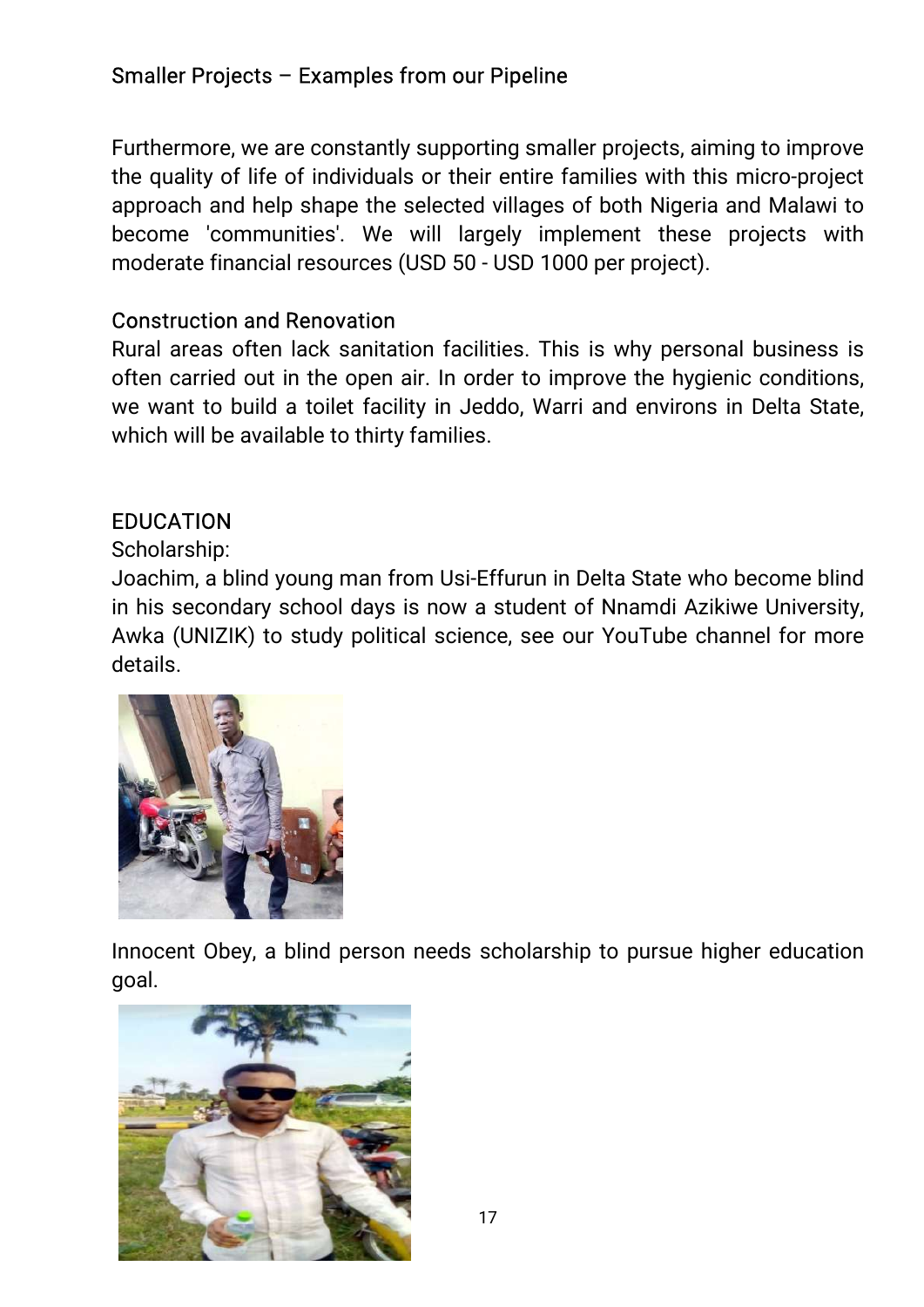## Smaller Projects – Examples from our Pipeline

Furthermore, we are constantly supporting smaller projects, aiming to improve the quality of life of individuals or their entire families with this micro-project approach and help shape the selected villages of both Nigeria and Malawi to become 'communities'. We will largely implement these projects with moderate financial resources (USD 50 - USD 1000 per project).

### Construction and Renovation

Rural areas often lack sanitation facilities. This is why personal business is often carried out in the open air. In order to improve the hygienic conditions, we want to build a toilet facility in Jeddo, Warri and environs in Delta State, which will be available to thirty families.

### EDUCATION

Scholarship:

Joachim, a blind young man from Usi-Effurun in Delta State who become blind in his secondary school days is now a student of Nnamdi Azikiwe University, Awka (UNIZIK) to study political science, see our YouTube channel for more details.

Innocent Obey, a blind person needs scholarship to pursue higher education goal.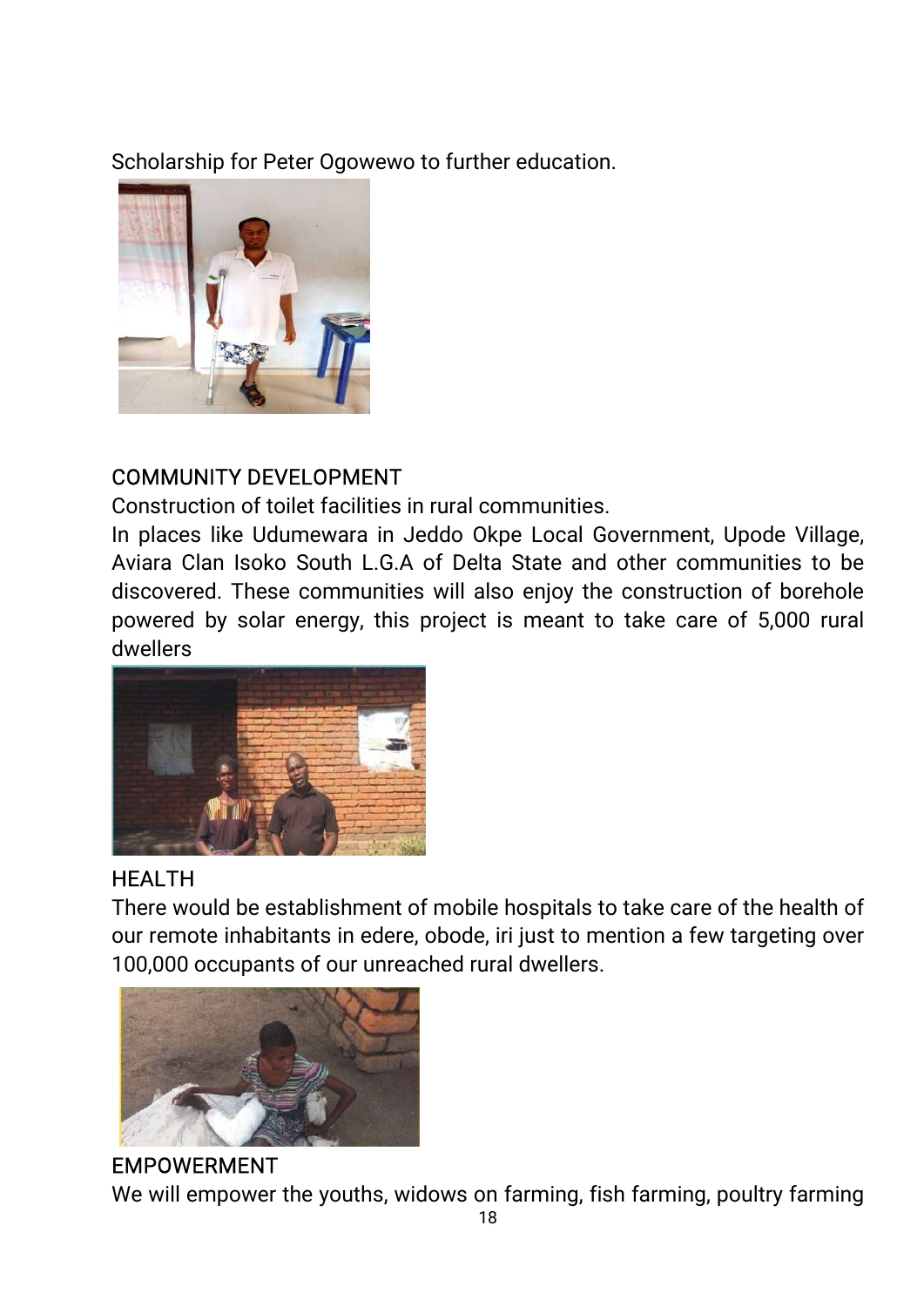Scholarship for Peter Ogowewo to further education.

## COMMUNITY DEVELOPMENT

Construction of toilet facilities in rural communities.

In places like Udumewara in Jeddo Okpe Local Government, Upode Village, Aviara Clan Isoko South L.G.A of Delta State and other communities to be discovered. These communities will also enjoy the construction of borehole powered by solar energy, this project is meant to take care of 5,000 rural dwellers

## HEALTH

There would be establishment of mobile hospitals to take care of the health of our remote inhabitants in edere, obode, iri just to mention a few targeting over 100,000 occupants of our unreached rural dwellers.

## EMPOWERMENT

We will empower the youths, widows on farming, fish farming, poultry farming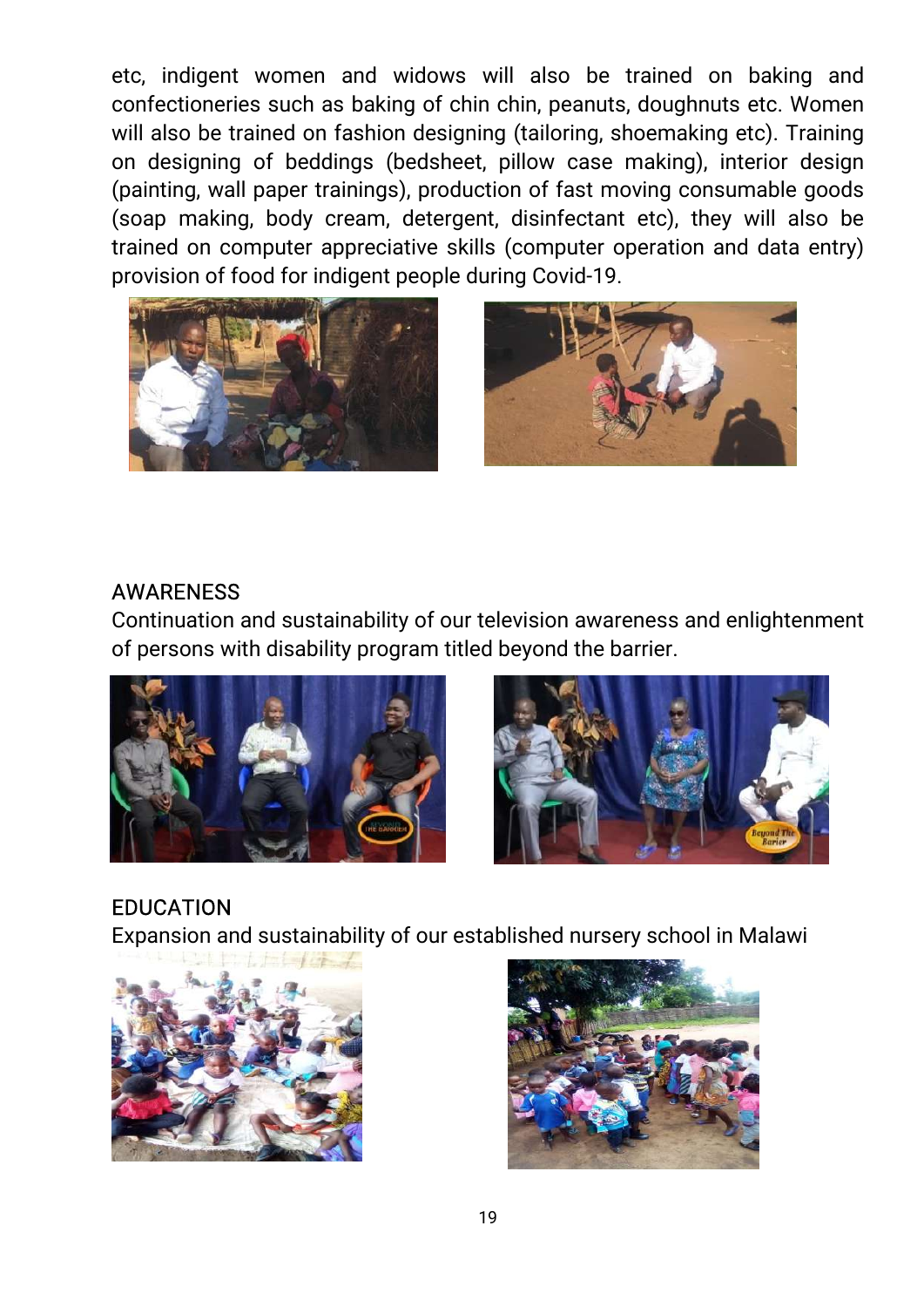etc, indigent women and widows will also be trained on baking and confectioneries such as baking of chin chin, peanuts, doughnuts etc. Women will also be trained on fashion designing (tailoring, shoemaking etc). Training on designing of beddings (bedsheet, pillow case making), interior design (painting, wall paper trainings), production of fast moving consumable goods (soap making, body cream, detergent, disinfectant etc), they will also be trained on computer appreciative skills (computer operation and data entry) provision of food for indigent people during Covid-19.

AWARENESS

Continuation and sustainability of our television awareness and enlightenment of persons with disability program titled beyond the barrier.

EDUCATION

Expansion and sustainability of our established nursery school in Malawi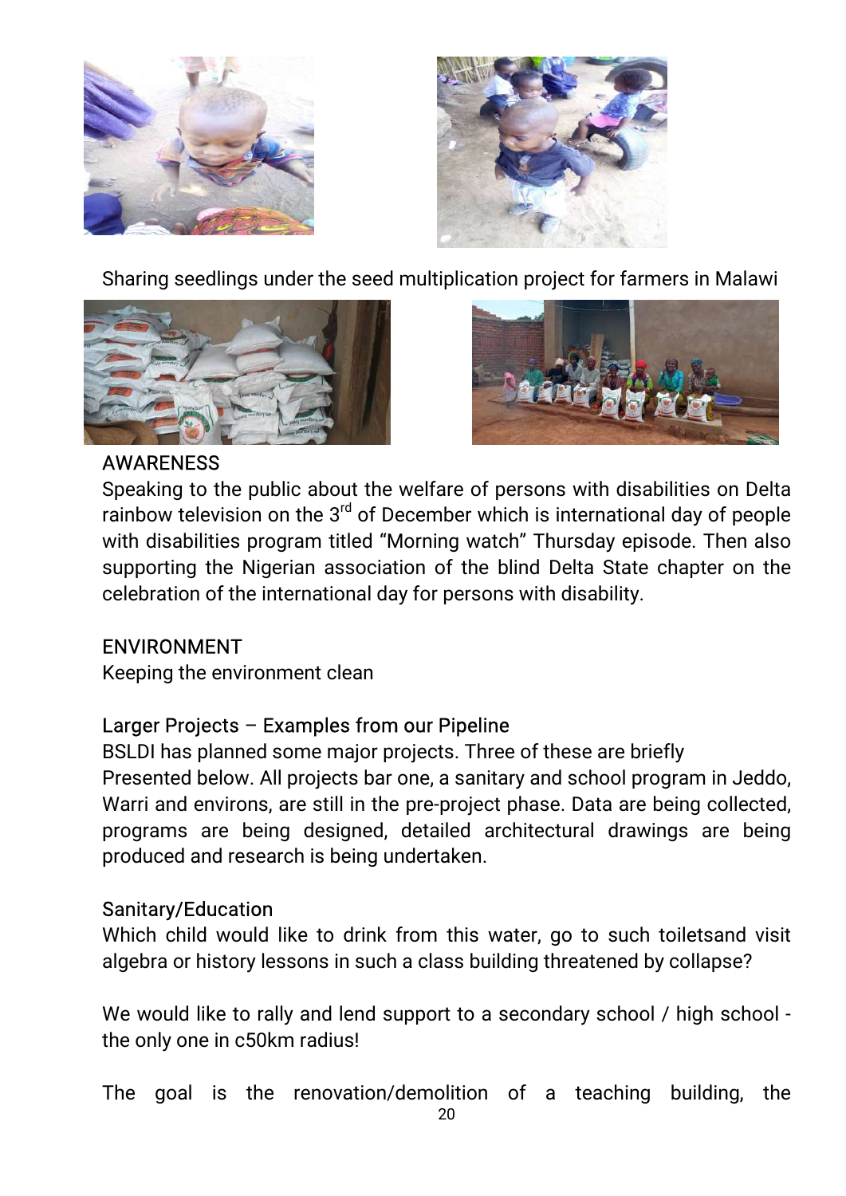Sharing seedlings under the seed multiplication project for farmers in Malawi

AWARENESS

Speaking to the public about the welfare of persons with disabilities on Delta rainbow television on the 3rd of December which is international day of people with disabilities program titled "Morning watch" Thursday episode. Then also supporting the Nigerian association of the blind Delta State chapter on the celebration of the international day for persons with disability.

ENVIRONMENT

Keeping the environment clean

Larger Projects – Examples from our Pipeline

BSLDI has planned some major projects. Three of these are briefly Presented below. All projects bar one, a sanitary and school program in Jeddo, Warri and environs, are still in the pre-project phase. Data are being collected, programs are being designed, detailed architectural drawings are being produced and research is being undertaken.

Sanitary/Education

Which child would like to drink from this water, go to such toiletsand visit algebra or history lessons in such a class building threatened by collapse?

We would like to rally and lend support to a secondary school / high school - the only one in c50km radius!

The goal is the renovation/demolition of a teaching building, the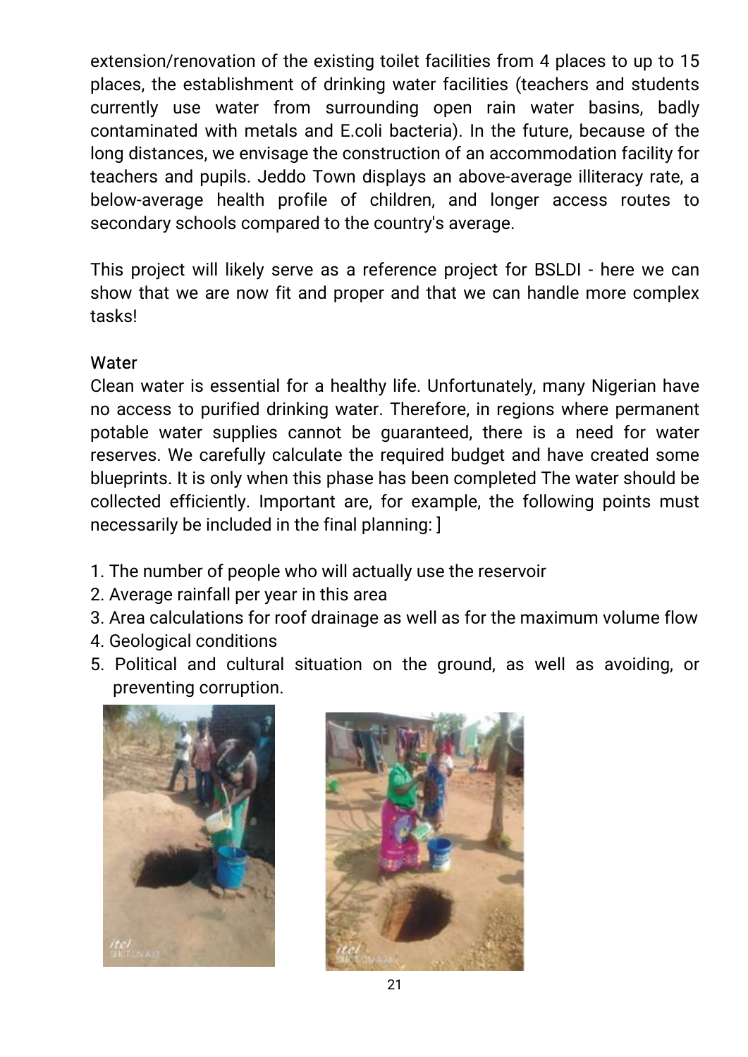extension/renovation of the existing toilet facilities from 4 places to up to 15 places, the establishment of drinking water facilities (teachers and students currently use water from surrounding open rain water basins, badly contaminated with metals and E.coli bacteria). In the future, because of the long distances, we envisage the construction of an accommodation facility for teachers and pupils. Jeddo Town displays an above-average illiteracy rate, a below-average health profile of children, and longer access routes to secondary schools compared to the country's average.

This project will likely serve as a reference project for BSLDI - here we can show that we are now fit and proper and that we can handle more complex tasks!

## Water

Clean water is essential for a healthy life. Unfortunately, many Nigerian have no access to purified drinking water. Therefore, in regions where permanent potable water supplies cannot be guaranteed, there is a need for water reserves. We carefully calculate the required budget and have created some blueprints. It is only when this phase has been completed The water should be collected efficiently. Important are, for example, the following points must necessarily be included in the final planning: ]

1. The number of people who will actually use the reservoir
2. Average rainfall per year in this area
3. Area calculations for roof drainage as well as for the maximum volume flow
4. Geological conditions
5. Political and cultural situation on the ground, as well as avoiding, or preventing corruption.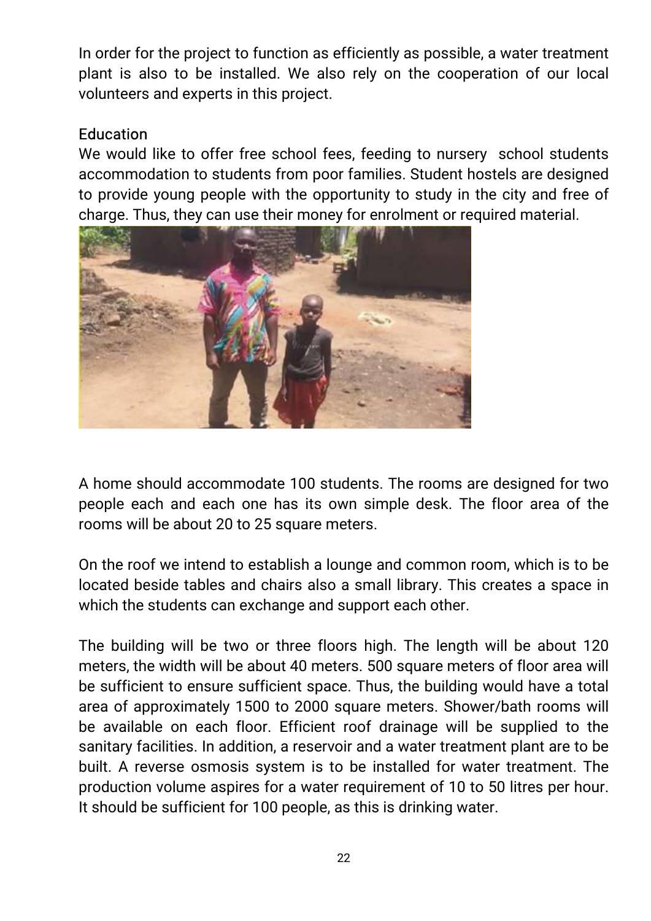In order for the project to function as efficiently as possible, a water treatment plant is also to be installed. We also rely on the cooperation of our local volunteers and experts in this project.

## Education

We would like to offer free school fees, feeding to nursery school students accommodation to students from poor families. Student hostels are designed to provide young people with the opportunity to study in the city and free of charge. Thus, they can use their money for enrolment or required material.

A home should accommodate 100 students. The rooms are designed for two people each and each one has its own simple desk. The floor area of the rooms will be about 20 to 25 square meters.

On the roof we intend to establish a lounge and common room, which is to be located beside tables and chairs also a small library. This creates a space in which the students can exchange and support each other.

The building will be two or three floors high. The length will be about 120 meters, the width will be about 40 meters. 500 square meters of floor area will be sufficient to ensure sufficient space. Thus, the building would have a total area of approximately 1500 to 2000 square meters. Shower/bath rooms will be available on each floor. Efficient roof drainage will be supplied to the sanitary facilities. In addition, a reservoir and a water treatment plant are to be built. A reverse osmosis system is to be installed for water treatment. The production volume aspires for a water requirement of 10 to 50 litres per hour. It should be sufficient for 100 people, as this is drinking water.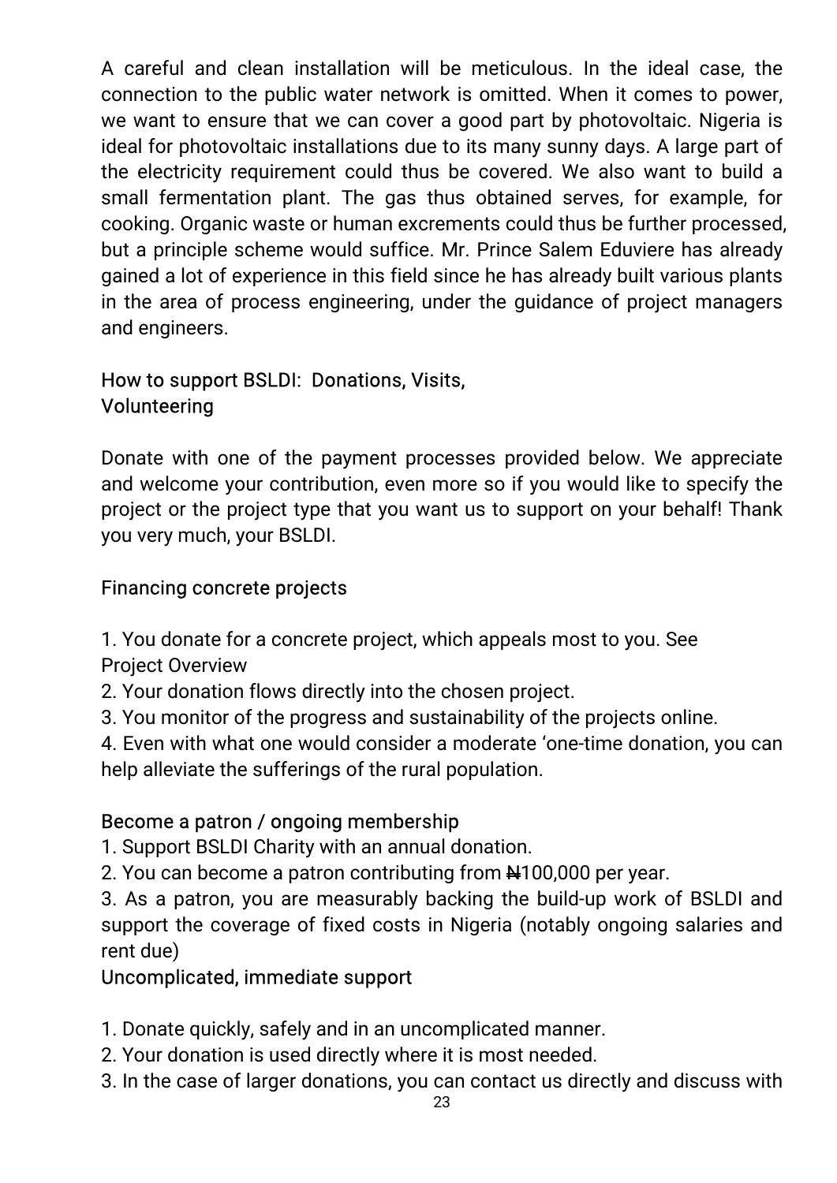A careful and clean installation will be meticulous. In the ideal case, the connection to the public water network is omitted. When it comes to power, we want to ensure that we can cover a good part by photovoltaic. Nigeria is ideal for photovoltaic installations due to its many sunny days. A large part of the electricity requirement could thus be covered. We also want to build a small fermentation plant. The gas thus obtained serves, for example, for cooking. Organic waste or human excrements could thus be further processed, but a principle scheme would suffice. Mr. Prince Salem Eduviere has already gained a lot of experience in this field since he has already built various plants in the area of process engineering, under the guidance of project managers and engineers.

## How to support BSLDI: Donations, Visits, Volunteering

Donate with one of the payment processes provided below. We appreciate and welcome your contribution, even more so if you would like to specify the project or the project type that you want us to support on your behalf! Thank you very much, your BSLDI.

### Financing concrete projects

1. You donate for a concrete project, which appeals most to you. See Project Overview
2. Your donation flows directly into the chosen project.
3. You monitor of the progress and sustainability of the projects online.
4. Even with what one would consider a moderate 'one-time donation, you can help alleviate the sufferings of the rural population.

### Become a patron / ongoing membership

1. Support BSLDI Charity with an annual donation.
2. You can become a patron contributing from ₦100,000 per year.
3. As a patron, you are measurably backing the build-up work of BSLDI and support the coverage of fixed costs in Nigeria (notably ongoing salaries and rent due)

### Uncomplicated, immediate support

1. Donate quickly, safely and in an uncomplicated manner.
2. Your donation is used directly where it is most needed.
3. In the case of larger donations, you can contact us directly and discuss with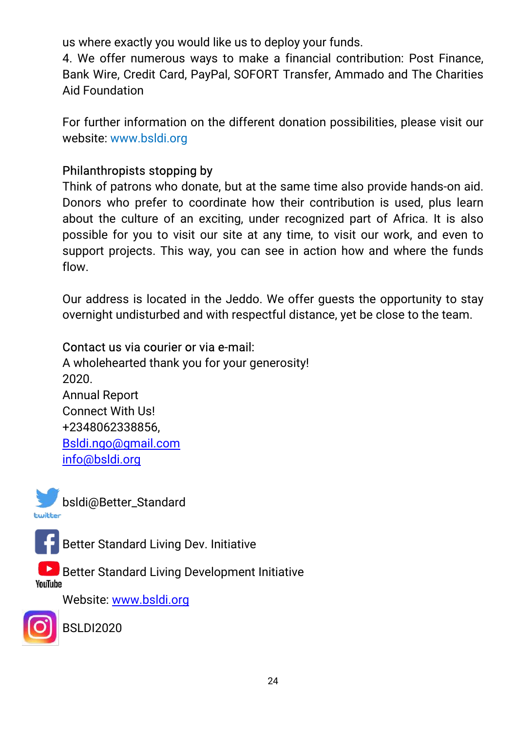us where exactly you would like us to deploy your funds.

4. We offer numerous ways to make a financial contribution: Post Finance, Bank Wire, Credit Card, PayPal, SOFORT Transfer, Ammado and The Charities Aid Foundation

For further information on the different donation possibilities, please visit our website: www.bsldi.org

## Philanthropists stopping by

Think of patrons who donate, but at the same time also provide hands-on aid. Donors who prefer to coordinate how their contribution is used, plus learn about the culture of an exciting, under recognized part of Africa. It is also possible for you to visit our site at any time, to visit our work, and even to support projects. This way, you can see in action how and where the funds flow.

Our address is located in the Jeddo. We offer guests the opportunity to stay overnight undisturbed and with respectful distance, yet be close to the team.

## Contact us via courier or via e-mail:

A wholehearted thank you for your generosity!

2020.

Annual Report

Connect With Us!

+2348062338856,

Bsldi.ngo@gmail.com

info@bsldi.org

twitter bsldi@Better_Standard

Better Standard Living Dev. Initiative

YouTube Better Standard Living Development Initiative

Website: www.bsldi.org

BSLDI2020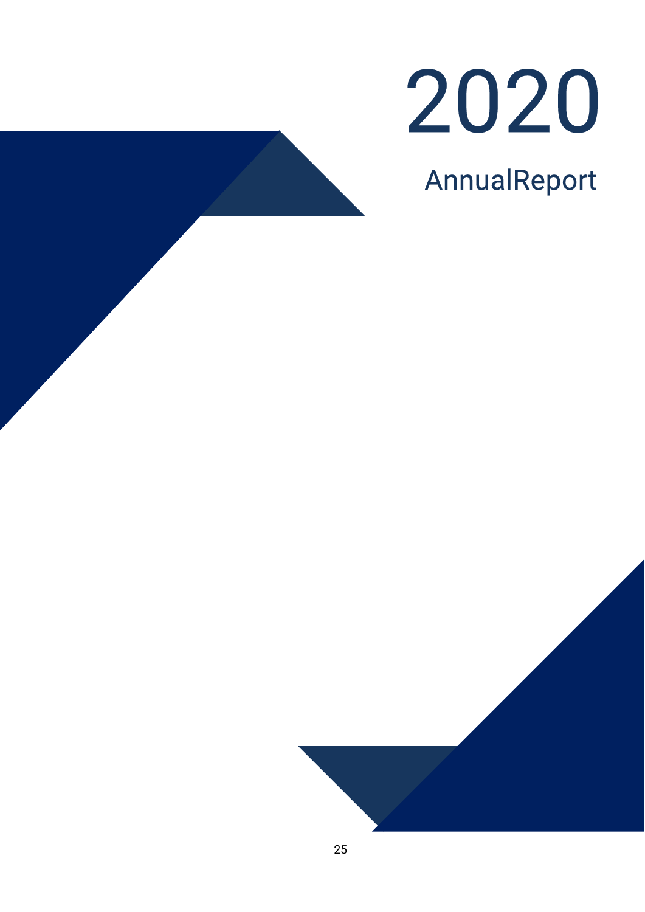# 2020

## AnnualReport